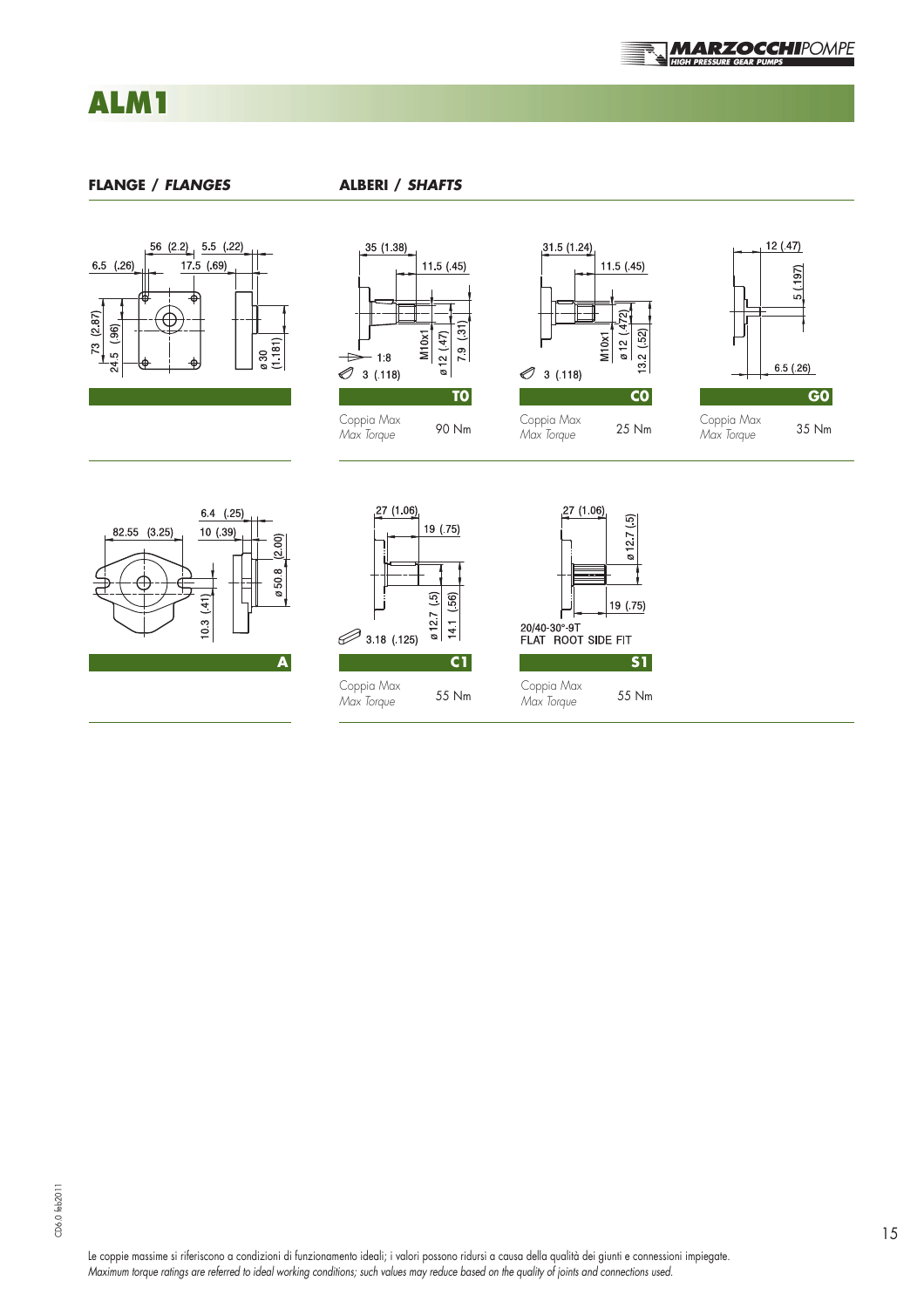# ALM1

## FLANGE / *FLANGES*

56 (2.2) 5.5 (.22)
6.5 (.26) 17.5 (.69)
73 (2.87)
24.5 (.96)
ø 30 (1.181)

82.55 (3.25)
6.4 (.25)
10 (.39)
(2.00)
ø 50.8
10.3 (.41)

**A**

## ALBERI / *SHAFTS*

35 (1.38)
11.5 (.45)
M10x1
ø 12 (.47)
7.9 (.31)
1:8
3 (.118)

**T0**

| Coppia Max *Max Torque* | 90 Nm |
|---|---|

31.5 (1.24)
11.5 (.45)
M10x1
ø 12 (.472)
13.2 (.52)
3 (.118)

**C0**

| Coppia Max *Max Torque* | 25 Nm |
|---|---|

12 (.47)
5 (.197)
6.5 (.26)

**G0**

| Coppia Max *Max Torque* | 35 Nm |
|---|---|

27 (1.06)
19 (.75)
ø 12.7 (.5)
14.1 (.56)
3.18 (.125)

**C1**

| Coppia Max *Max Torque* | 55 Nm |
|---|---|

27 (1.06)
ø 12.7 (.5)
19 (.75)
20/40-30°-9T
FLAT ROOT SIDE FIT

**S1**

| Coppia Max *Max Torque* | 55 Nm |
|---|---|

CD6.0 feb2011

Le coppie massime si riferiscono a condizioni di funzionamento ideali; i valori possono ridursi a causa della qualità dei giunti e connessioni impiegate.
*Maximum torque ratings are referred to ideal working conditions; such values may reduce based on the quality of joints and connections used.*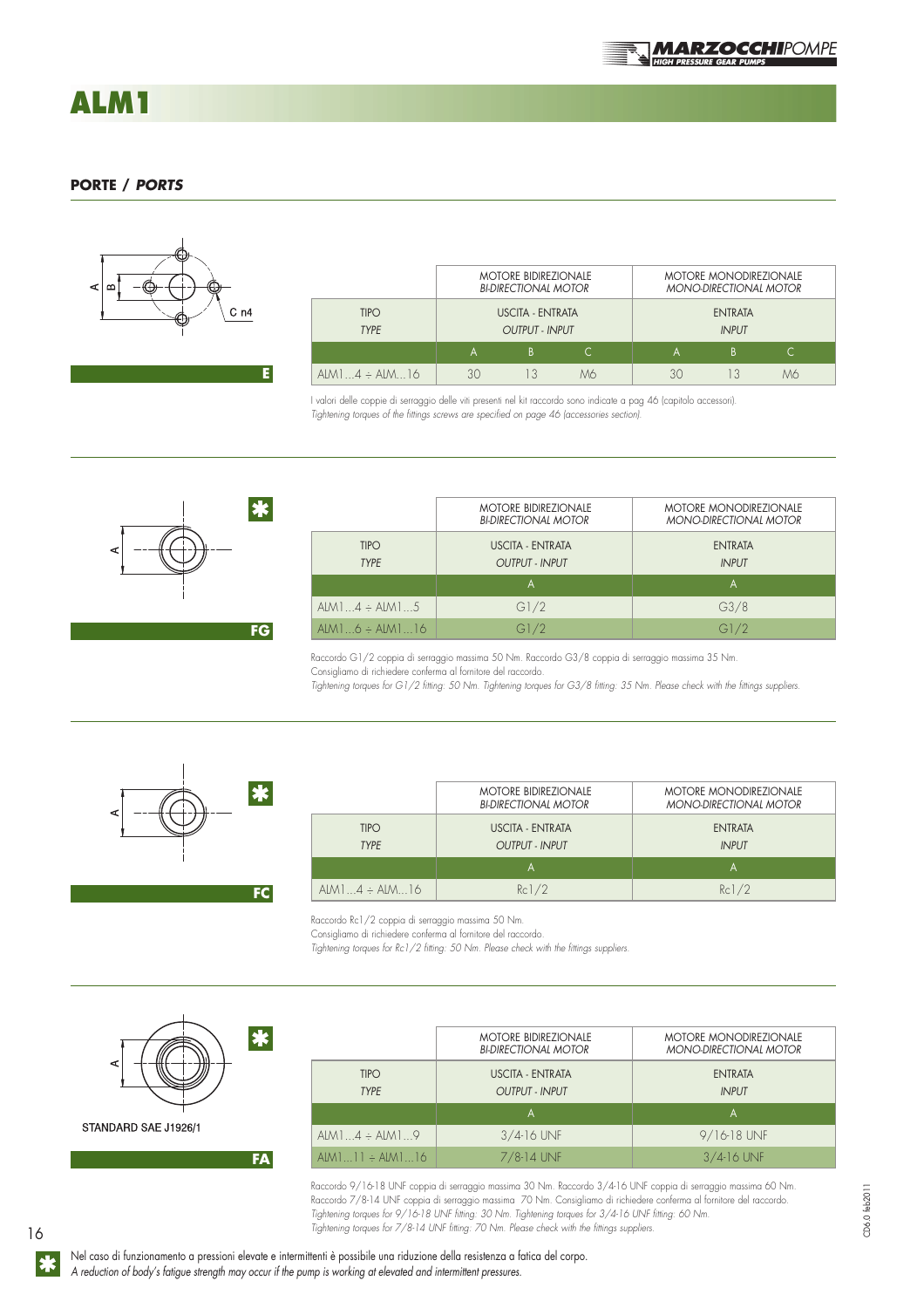# ALM1

## PORTE / *PORTS*

A B C n4

**E**

| | MOTORE BIDIREZIONALE *BI-DIRECTIONAL MOTOR* | | | MOTORE MONODIREZIONALE *MONO-DIRECTIONAL MOTOR* | | |
|---|---|---|---|---|---|---|
| TIPO *TYPE* | USCITA - ENTRATA *OUTPUT - INPUT* | | | ENTRATA *INPUT* | | |
| | A | B | C | A | B | C |
| ALM1...4 ÷ ALM...16 | 30 | 13 | M6 | 30 | 13 | M6 |

I valori delle coppie di serraggio delle viti presenti nel kit raccordo sono indicate a pag 46 (capitolo accessori).
*Tightening torques of the fittings screws are specified on page 46 (accessories section).*

---

A

**FG** *

| | MOTORE BIDIREZIONALE *BI-DIRECTIONAL MOTOR* | MOTORE MONODIREZIONALE *MONO-DIRECTIONAL MOTOR* |
|---|---|---|
| TIPO *TYPE* | USCITA - ENTRATA *OUTPUT - INPUT* | ENTRATA *INPUT* |
| | A | A |
| ALM1...4 ÷ ALM1...5 | G1/2 | G3/8 |
| ALM1...6 ÷ ALM1...16 | G1/2 | G1/2 |

Raccordo G1/2 coppia di serraggio massima 50 Nm. Raccordo G3/8 coppia di serraggio massima 35 Nm.
Consigliamo di richiedere conferma al fornitore del raccordo.
*Tightening torques for G1/2 fitting: 50 Nm. Tightening torques for G3/8 fitting: 35 Nm. Please check with the fittings suppliers.*

---

A

**FC** *

| | MOTORE BIDIREZIONALE *BI-DIRECTIONAL MOTOR* | MOTORE MONODIREZIONALE *MONO-DIRECTIONAL MOTOR* |
|---|---|---|
| TIPO *TYPE* | USCITA - ENTRATA *OUTPUT - INPUT* | ENTRATA *INPUT* |
| | A | A |
| ALM1...4 ÷ ALM...16 | Rc1/2 | Rc1/2 |

Raccordo Rc1/2 coppia di serraggio massima 50 Nm.
Consigliamo di richiedere conferma al fornitore del raccordo.
*Tightening torques for Rc1/2 fitting: 50 Nm. Please check with the fittings suppliers.*

---

A

STANDARD SAE J1926/1

**FA** *

| | MOTORE BIDIREZIONALE *BI-DIRECTIONAL MOTOR* | MOTORE MONODIREZIONALE *MONO-DIRECTIONAL MOTOR* |
|---|---|---|
| TIPO *TYPE* | USCITA - ENTRATA *OUTPUT - INPUT* | ENTRATA *INPUT* |
| | A | A |
| ALM1...4 ÷ ALM1...9 | 3/4-16 UNF | 9/16-18 UNF |
| ALM1...11 ÷ ALM1...16 | 7/8-14 UNF | 3/4-16 UNF |

Raccordo 9/16-18 UNF coppia di serraggio massima 30 Nm. Raccordo 3/4-16 UNF coppia di serraggio massima 60 Nm.
Raccordo 7/8-14 UNF coppia di serraggio massima 70 Nm. Consigliamo di richiedere conferma al fornitore del raccordo.
*Tightening torques for 9/16-18 UNF fitting: 30 Nm. Tightening torques for 3/4-16 UNF fitting: 60 Nm.*
*Tightening torques for 7/8-14 UNF fitting: 70 Nm. Please check with the fittings suppliers.*

* Nel caso di funzionamento a pressioni elevate e intermittenti è possibile una riduzione della resistenza a fatica del corpo.
*A reduction of body's fatigue strength may occur if the pump is working at elevated and intermittent pressures.*